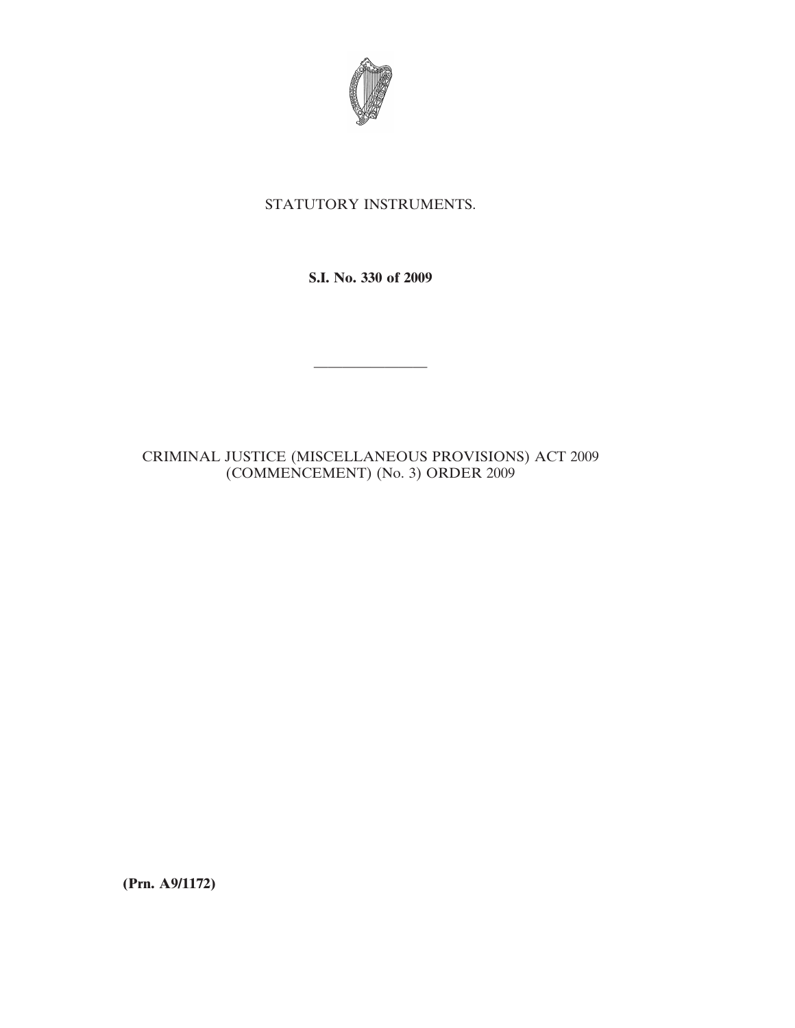STATUTORY INSTRUMENTS.

**S.I. No. 330 of 2009**

---

CRIMINAL JUSTICE (MISCELLANEOUS PROVISIONS) ACT 2009 (COMMENCEMENT) (No. 3) ORDER 2009

**(Prn. A9/1172)**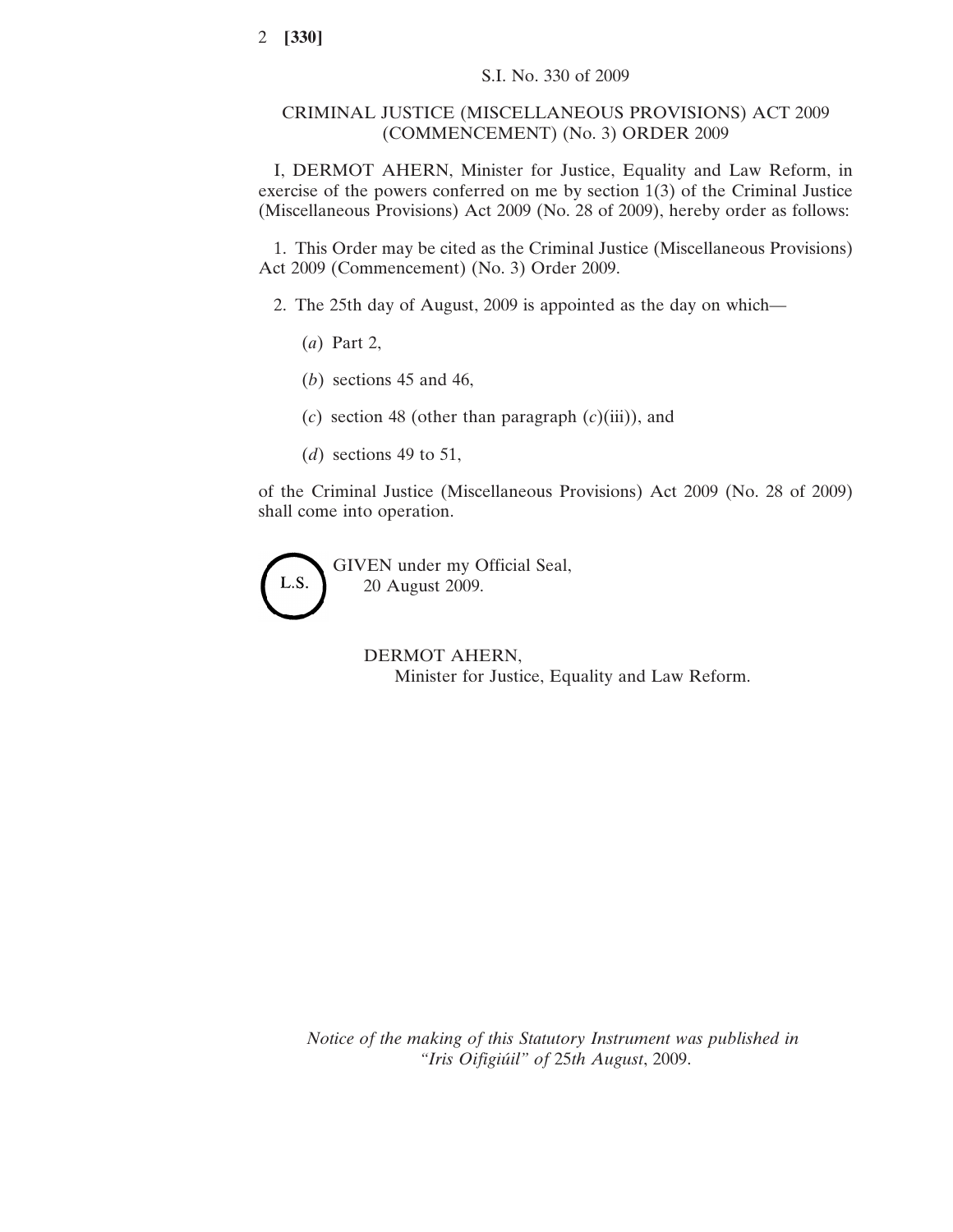S.I. No. 330 of 2009

# CRIMINAL JUSTICE (MISCELLANEOUS PROVISIONS) ACT 2009 (COMMENCEMENT) (No. 3) ORDER 2009

I, DERMOT AHERN, Minister for Justice, Equality and Law Reform, in exercise of the powers conferred on me by section 1(3) of the Criminal Justice (Miscellaneous Provisions) Act 2009 (No. 28 of 2009), hereby order as follows:

1. This Order may be cited as the Criminal Justice (Miscellaneous Provisions) Act 2009 (Commencement) (No. 3) Order 2009.

2. The 25th day of August, 2009 is appointed as the day on which—

   (*a*) Part 2,

   (*b*) sections 45 and 46,

   (*c*) section 48 (other than paragraph (*c*)(iii)), and

   (*d*) sections 49 to 51,

of the Criminal Justice (Miscellaneous Provisions) Act 2009 (No. 28 of 2009) shall come into operation.

L.S.

GIVEN under my Official Seal,
20 August 2009.

DERMOT AHERN,
Minister for Justice, Equality and Law Reform.

*Notice of the making of this Statutory Instrument was published in "Iris Oifigiúil" of 25th August*, 2009.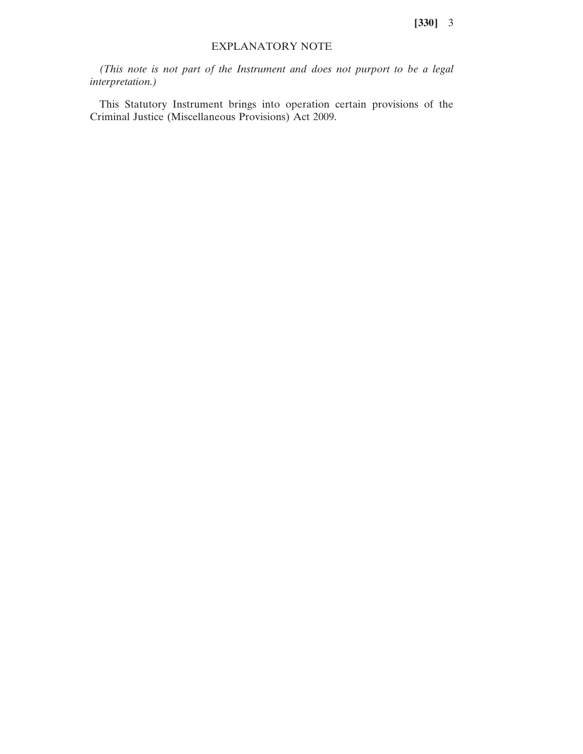## EXPLANATORY NOTE

*(This note is not part of the Instrument and does not purport to be a legal interpretation.)*

This Statutory Instrument brings into operation certain provisions of the Criminal Justice (Miscellaneous Provisions) Act 2009.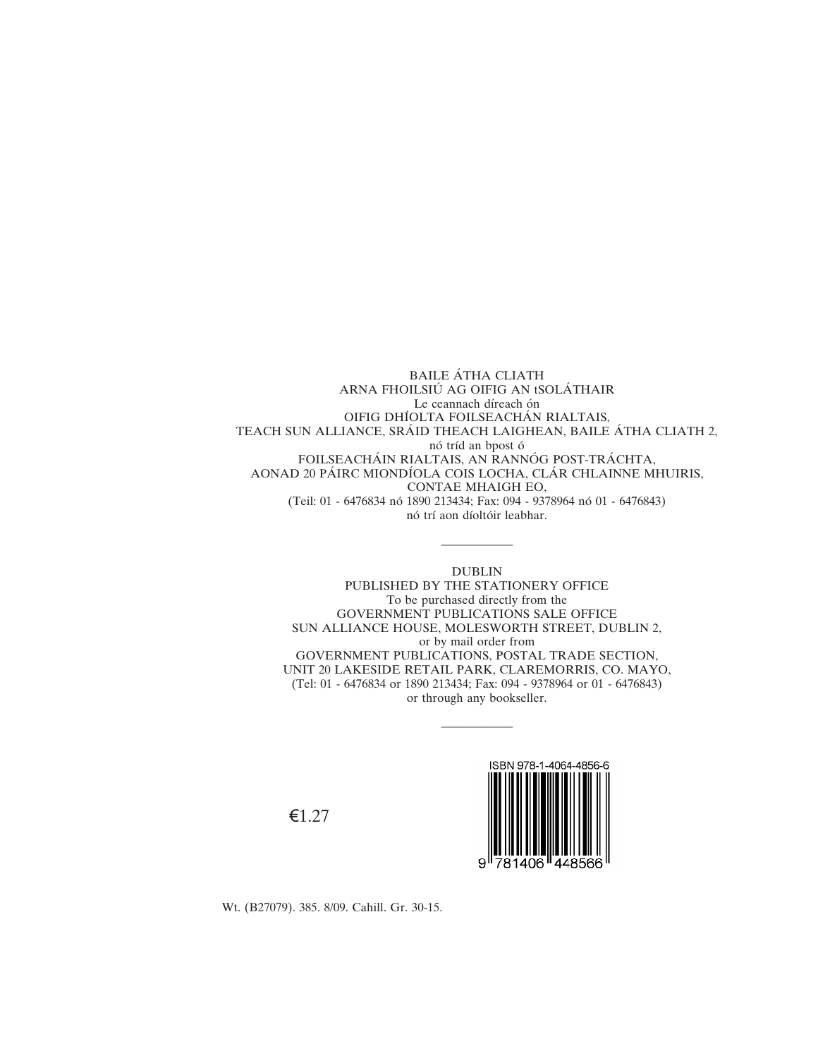BAILE ÁTHA CLIATH
ARNA FHOILSIÚ AG OIFIG AN tSOLÁTHAIR
Le ceannach díreach ón
OIFIG DHÍOLTA FOILSEACHÁN RIALTAIS,
TEACH SUN ALLIANCE, SRÁID THEACH LAIGHEAN, BAILE ÁTHA CLIATH 2,
nó tríd an bpost ó
FOILSEACHÁIN RIALTAIS, AN RANNÓG POST-TRÁCHTA,
AONAD 20 PÁIRC MIONDÍOLA COIS LOCHA, CLÁR CHLAINNE MHUIRIS,
CONTAE MHAIGH EO,
(Teil: 01 - 6476834 nó 1890 213434; Fax: 094 - 9378964 nó 01 - 6476843)
nó trí aon díoltóir leabhar.

---

DUBLIN
PUBLISHED BY THE STATIONERY OFFICE
To be purchased directly from the
GOVERNMENT PUBLICATIONS SALE OFFICE
SUN ALLIANCE HOUSE, MOLESWORTH STREET, DUBLIN 2,
or by mail order from
GOVERNMENT PUBLICATIONS, POSTAL TRADE SECTION,
UNIT 20 LAKESIDE RETAIL PARK, CLAREMORRIS, CO. MAYO,
(Tel: 01 - 6476834 or 1890 213434; Fax: 094 - 9378964 or 01 - 6476843)
or through any bookseller.

---

€1.27

ISBN 978-1-4064-4856-6

9 781406 448566

Wt. (B27079). 385. 8/09. Cahill. Gr. 30-15.